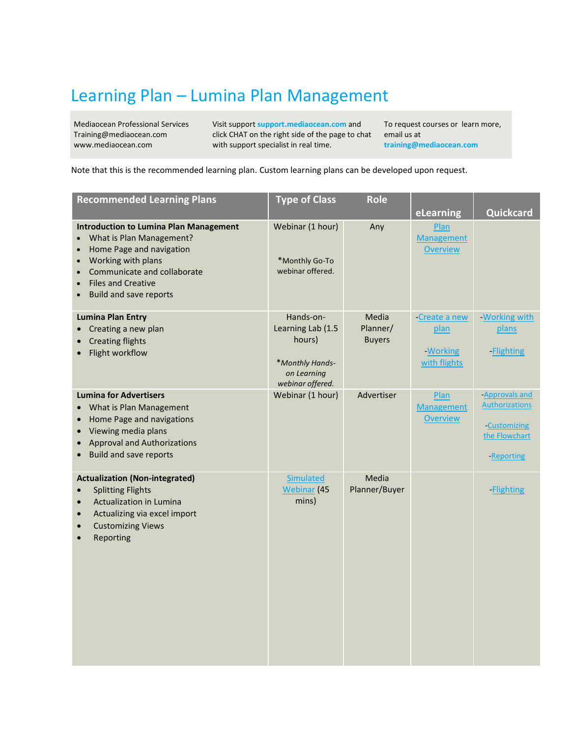# Learning Plan – Lumina Plan Management

Mediaocean Professional Services
Training@mediaocean.com
www.mediaocean.com

Visit support **support.mediaocean.com** and click CHAT on the right side of the page to chat with support specialist in real time.

To request courses or learn more, email us at **training@mediaocean.com**

Note that this is the recommended learning plan. Custom learning plans can be developed upon request.

| Recommended Learning Plans | Type of Class | Role | eLearning | Quickcard |
|---|---|---|---|---|
| **Introduction to Lumina Plan Management**<br>• What is Plan Management?<br>• Home Page and navigation<br>• Working with plans<br>• Communicate and collaborate<br>• Files and Creative<br>• Build and save reports | Webinar (1 hour)<br><br>*Monthly Go-To webinar offered. | Any | Plan Management Overview | |
| **Lumina Plan Entry**<br>• Creating a new plan<br>• Creating flights<br>• Flight workflow | Hands-on-Learning Lab (1.5 hours)<br><br>**Monthly Hands-on Learning webinar offered.* | Media Planner/ Buyers | -Create a new plan<br><br>-Working with flights | -Working with plans<br><br>-Flighting |
| **Lumina for Advertisers**<br>• What is Plan Management<br>• Home Page and navigations<br>• Viewing media plans<br>• Approval and Authorizations<br>• Build and save reports | Webinar (1 hour) | Advertiser | Plan Management Overview | -Approvals and Authorizations<br><br>-Customizing the Flowchart<br><br>-Reporting |
| **Actualization (Non-integrated)**<br>• Splitting Flights<br>• Actualization in Lumina<br>• Actualizing via excel import<br>• Customizing Views<br>• Reporting | Simulated Webinar (45 mins) | Media Planner/Buyer | | -Flighting |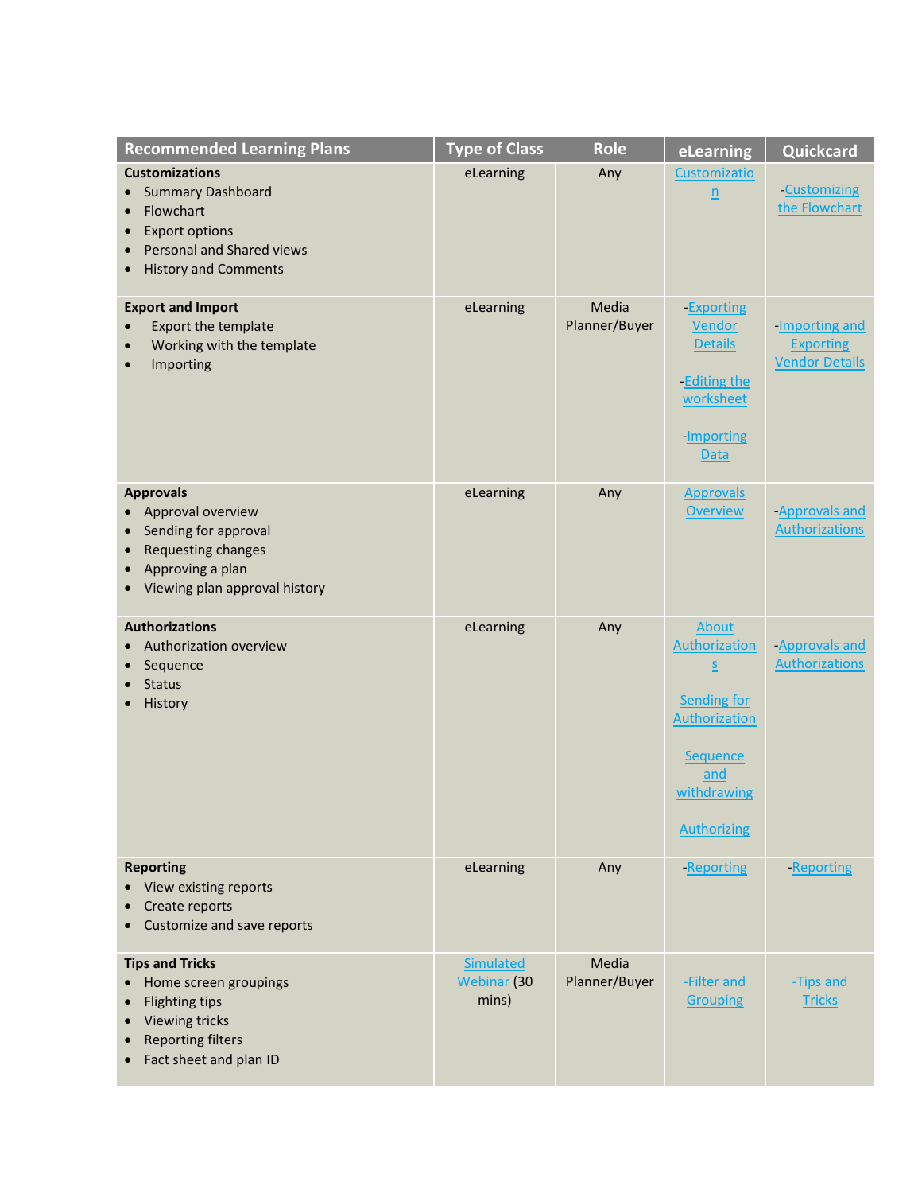| Recommended Learning Plans | Type of Class | Role | eLearning | Quickcard |
|---|---|---|---|---|
| **Customizations**<br>• Summary Dashboard<br>• Flowchart<br>• Export options<br>• Personal and Shared views<br>• History and Comments | eLearning | Any | Customization | -Customizing the Flowchart |
| **Export and Import**<br>• Export the template<br>• Working with the template<br>• Importing | eLearning | Media Planner/Buyer | -Exporting Vendor Details<br><br>-Editing the worksheet<br><br>-Importing Data | -Importing and Exporting Vendor Details |
| **Approvals**<br>• Approval overview<br>• Sending for approval<br>• Requesting changes<br>• Approving a plan<br>• Viewing plan approval history | eLearning | Any | Approvals Overview | -Approvals and Authorizations |
| **Authorizations**<br>• Authorization overview<br>• Sequence<br>• Status<br>• History | eLearning | Any | About Authorizations<br><br>Sending for Authorization<br><br>Sequence and withdrawing<br><br>Authorizing | -Approvals and Authorizations |
| **Reporting**<br>• View existing reports<br>• Create reports<br>• Customize and save reports | eLearning | Any | -Reporting | -Reporting |
| **Tips and Tricks**<br>• Home screen groupings<br>• Flighting tips<br>• Viewing tricks<br>• Reporting filters<br>• Fact sheet and plan ID | Simulated Webinar (30 mins) | Media Planner/Buyer | -Filter and Grouping | -Tips and Tricks |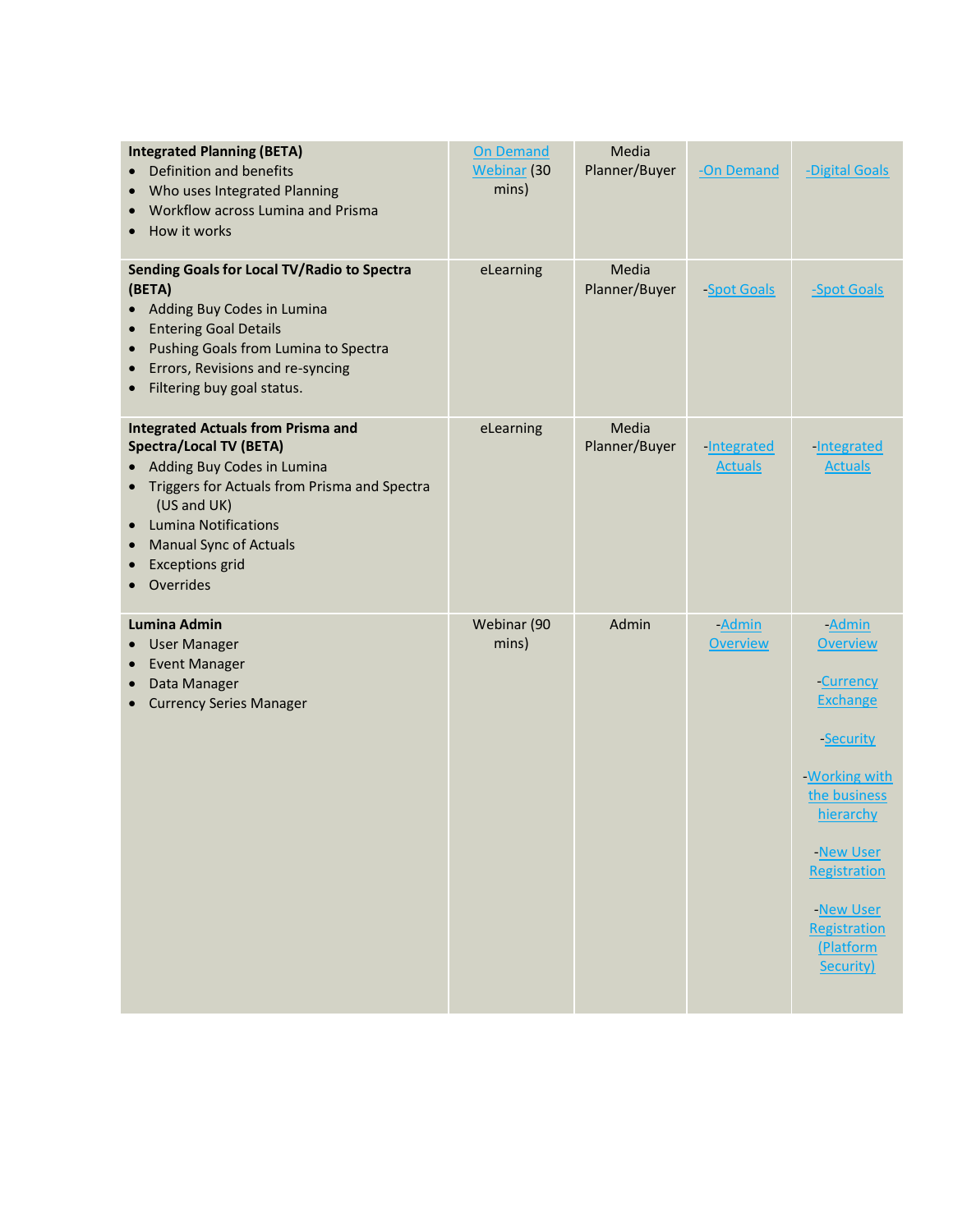| | | | | |
|---|---|---|---|---|
| **Integrated Planning (BETA)**<br>• Definition and benefits<br>• Who uses Integrated Planning<br>• Workflow across Lumina and Prisma<br>• How it works | On Demand Webinar (30 mins) | Media Planner/Buyer | -On Demand | -Digital Goals |
| **Sending Goals for Local TV/Radio to Spectra (BETA)**<br>• Adding Buy Codes in Lumina<br>• Entering Goal Details<br>• Pushing Goals from Lumina to Spectra<br>• Errors, Revisions and re-syncing<br>• Filtering buy goal status. | eLearning | Media Planner/Buyer | -Spot Goals | -Spot Goals |
| **Integrated Actuals from Prisma and Spectra/Local TV (BETA)**<br>• Adding Buy Codes in Lumina<br>• Triggers for Actuals from Prisma and Spectra (US and UK)<br>• Lumina Notifications<br>• Manual Sync of Actuals<br>• Exceptions grid<br>• Overrides | eLearning | Media Planner/Buyer | -Integrated Actuals | -Integrated Actuals |
| **Lumina Admin**<br>• User Manager<br>• Event Manager<br>• Data Manager<br>• Currency Series Manager | Webinar (90 mins) | Admin | -Admin Overview | -Admin Overview<br><br>-Currency Exchange<br><br>-Security<br><br>-Working with the business hierarchy<br><br>-New User Registration<br><br>-New User Registration (Platform Security) |